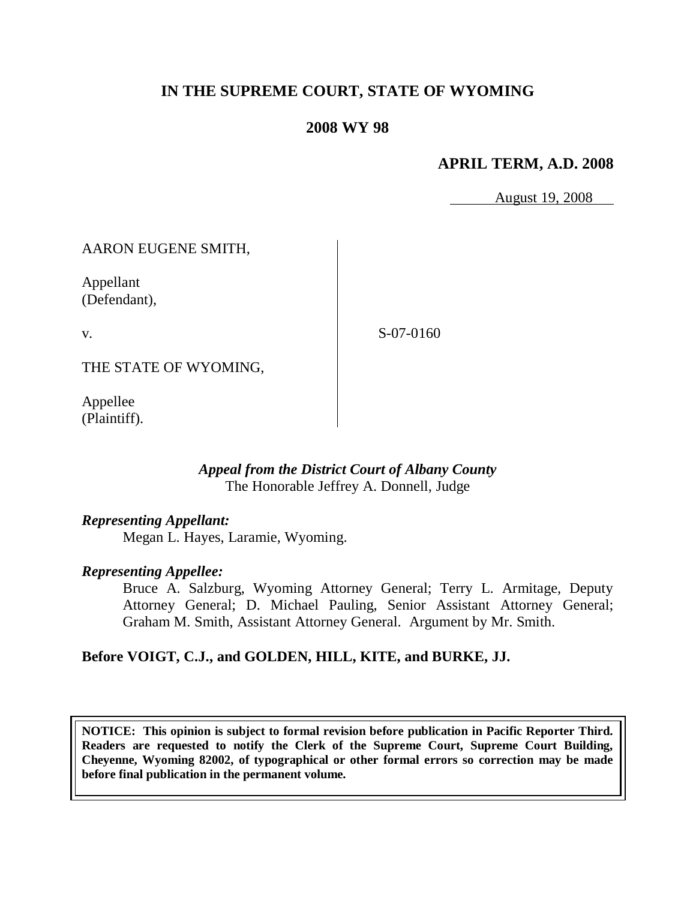# IN THE SUPREME COURT, STATE OF WYOMING

## 2008 WY 98

### APRIL TERM, A.D. 2008

August 19, 2008

AARON EUGENE SMITH,

Appellant
(Defendant),

v.

THE STATE OF WYOMING,

Appellee
(Plaintiff).

S-07-0160

*Appeal from the District Court of Albany County*
The Honorable Jeffrey A. Donnell, Judge

***Representing Appellant:***

Megan L. Hayes, Laramie, Wyoming.

***Representing Appellee:***

Bruce A. Salzburg, Wyoming Attorney General; Terry L. Armitage, Deputy Attorney General; D. Michael Pauling, Senior Assistant Attorney General; Graham M. Smith, Assistant Attorney General. Argument by Mr. Smith.

**Before VOIGT, C.J., and GOLDEN, HILL, KITE, and BURKE, JJ.**

**NOTICE: This opinion is subject to formal revision before publication in Pacific Reporter Third. Readers are requested to notify the Clerk of the Supreme Court, Supreme Court Building, Cheyenne, Wyoming 82002, of typographical or other formal errors so correction may be made before final publication in the permanent volume.**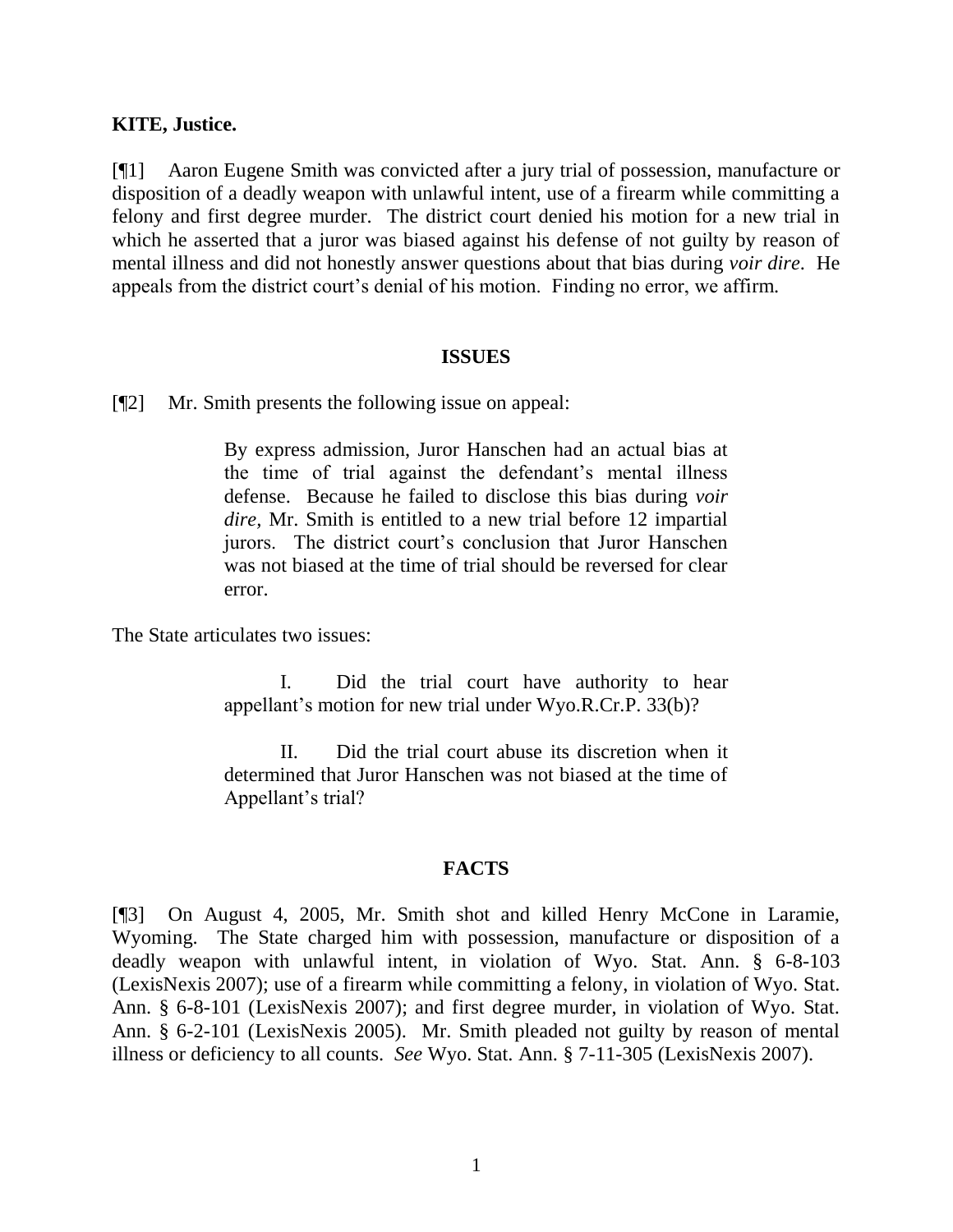**KITE, Justice.**

[¶1] Aaron Eugene Smith was convicted after a jury trial of possession, manufacture or disposition of a deadly weapon with unlawful intent, use of a firearm while committing a felony and first degree murder. The district court denied his motion for a new trial in which he asserted that a juror was biased against his defense of not guilty by reason of mental illness and did not honestly answer questions about that bias during *voir dire*. He appeals from the district court's denial of his motion. Finding no error, we affirm.

## ISSUES

[¶2] Mr. Smith presents the following issue on appeal:

> By express admission, Juror Hanschen had an actual bias at the time of trial against the defendant's mental illness defense. Because he failed to disclose this bias during *voir dire,* Mr. Smith is entitled to a new trial before 12 impartial jurors. The district court's conclusion that Juror Hanschen was not biased at the time of trial should be reversed for clear error.

The State articulates two issues:

> I. Did the trial court have authority to hear appellant's motion for new trial under Wyo.R.Cr.P. 33(b)?
>
> II. Did the trial court abuse its discretion when it determined that Juror Hanschen was not biased at the time of Appellant's trial?

## FACTS

[¶3] On August 4, 2005, Mr. Smith shot and killed Henry McCone in Laramie, Wyoming. The State charged him with possession, manufacture or disposition of a deadly weapon with unlawful intent, in violation of Wyo. Stat. Ann. § 6-8-103 (LexisNexis 2007); use of a firearm while committing a felony, in violation of Wyo. Stat. Ann. § 6-8-101 (LexisNexis 2007); and first degree murder, in violation of Wyo. Stat. Ann. § 6-2-101 (LexisNexis 2005). Mr. Smith pleaded not guilty by reason of mental illness or deficiency to all counts. *See* Wyo. Stat. Ann. § 7-11-305 (LexisNexis 2007).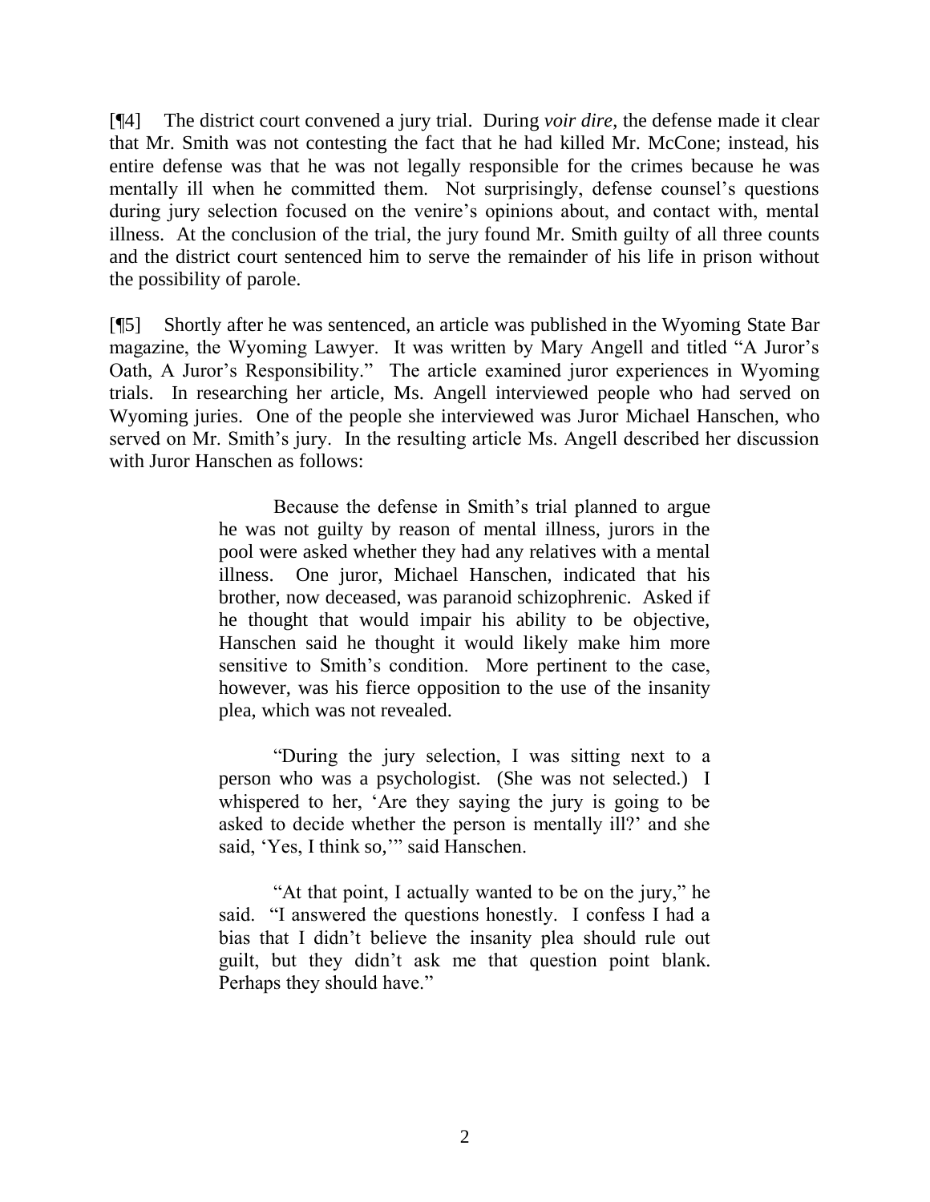[¶4] The district court convened a jury trial. During *voir dire*, the defense made it clear that Mr. Smith was not contesting the fact that he had killed Mr. McCone; instead, his entire defense was that he was not legally responsible for the crimes because he was mentally ill when he committed them. Not surprisingly, defense counsel's questions during jury selection focused on the venire's opinions about, and contact with, mental illness. At the conclusion of the trial, the jury found Mr. Smith guilty of all three counts and the district court sentenced him to serve the remainder of his life in prison without the possibility of parole.

[¶5] Shortly after he was sentenced, an article was published in the Wyoming State Bar magazine, the Wyoming Lawyer. It was written by Mary Angell and titled "A Juror's Oath, A Juror's Responsibility." The article examined juror experiences in Wyoming trials. In researching her article, Ms. Angell interviewed people who had served on Wyoming juries. One of the people she interviewed was Juror Michael Hanschen, who served on Mr. Smith's jury. In the resulting article Ms. Angell described her discussion with Juror Hanschen as follows:

> Because the defense in Smith's trial planned to argue he was not guilty by reason of mental illness, jurors in the pool were asked whether they had any relatives with a mental illness. One juror, Michael Hanschen, indicated that his brother, now deceased, was paranoid schizophrenic. Asked if he thought that would impair his ability to be objective, Hanschen said he thought it would likely make him more sensitive to Smith's condition. More pertinent to the case, however, was his fierce opposition to the use of the insanity plea, which was not revealed.
>
> "During the jury selection, I was sitting next to a person who was a psychologist. (She was not selected.) I whispered to her, 'Are they saying the jury is going to be asked to decide whether the person is mentally ill?' and she said, 'Yes, I think so,'" said Hanschen.
>
> "At that point, I actually wanted to be on the jury," he said. "I answered the questions honestly. I confess I had a bias that I didn't believe the insanity plea should rule out guilt, but they didn't ask me that question point blank. Perhaps they should have."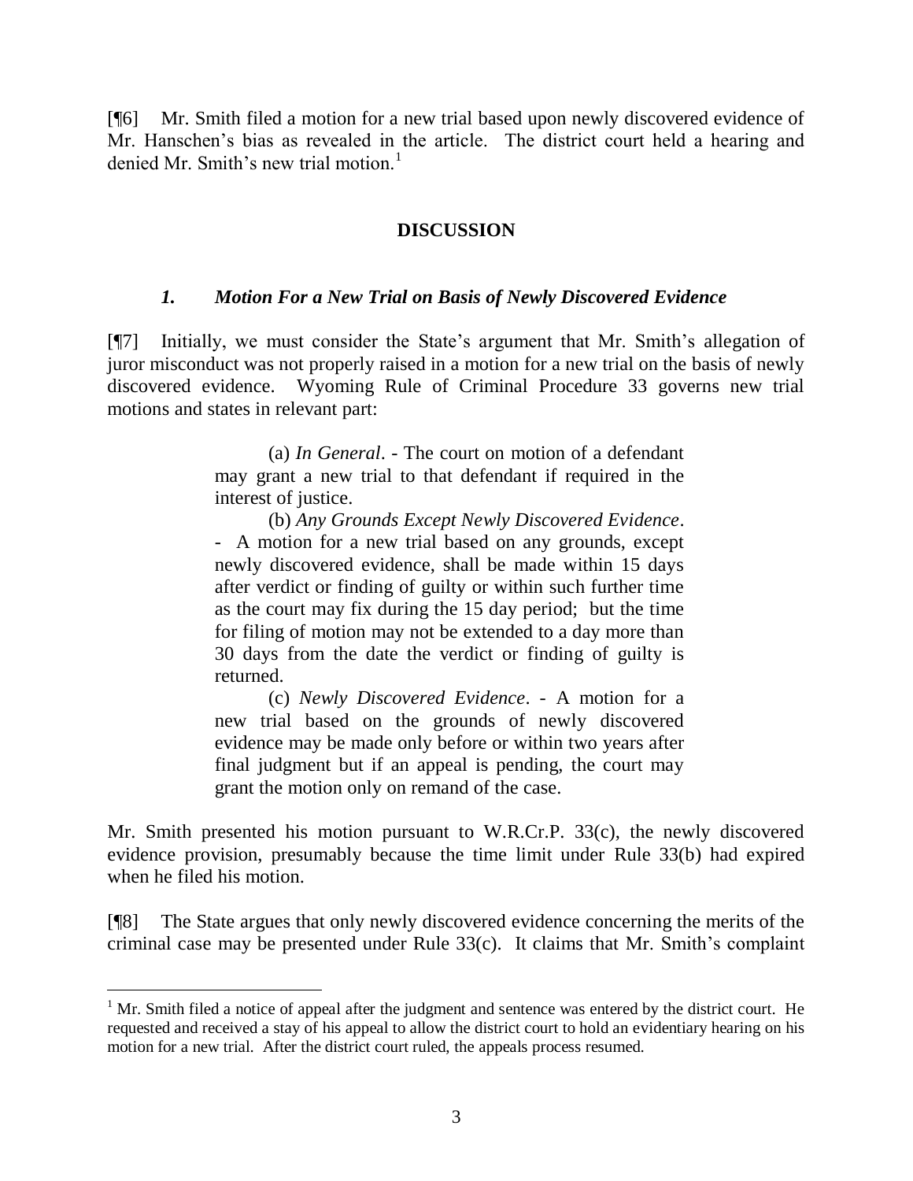[¶6] Mr. Smith filed a motion for a new trial based upon newly discovered evidence of Mr. Hanschen's bias as revealed in the article. The district court held a hearing and denied Mr. Smith's new trial motion.[1]

## DISCUSSION

### *1. Motion For a New Trial on Basis of Newly Discovered Evidence*

[¶7] Initially, we must consider the State's argument that Mr. Smith's allegation of juror misconduct was not properly raised in a motion for a new trial on the basis of newly discovered evidence. Wyoming Rule of Criminal Procedure 33 governs new trial motions and states in relevant part:

> (a) *In General*. - The court on motion of a defendant may grant a new trial to that defendant if required in the interest of justice.
>
> (b) *Any Grounds Except Newly Discovered Evidence*. - A motion for a new trial based on any grounds, except newly discovered evidence, shall be made within 15 days after verdict or finding of guilty or within such further time as the court may fix during the 15 day period; but the time for filing of motion may not be extended to a day more than 30 days from the date the verdict or finding of guilty is returned.
>
> (c) *Newly Discovered Evidence*. - A motion for a new trial based on the grounds of newly discovered evidence may be made only before or within two years after final judgment but if an appeal is pending, the court may grant the motion only on remand of the case.

Mr. Smith presented his motion pursuant to W.R.Cr.P. 33(c), the newly discovered evidence provision, presumably because the time limit under Rule 33(b) had expired when he filed his motion.

[¶8] The State argues that only newly discovered evidence concerning the merits of the criminal case may be presented under Rule 33(c). It claims that Mr. Smith's complaint

---

[1] Mr. Smith filed a notice of appeal after the judgment and sentence was entered by the district court. He requested and received a stay of his appeal to allow the district court to hold an evidentiary hearing on his motion for a new trial. After the district court ruled, the appeals process resumed.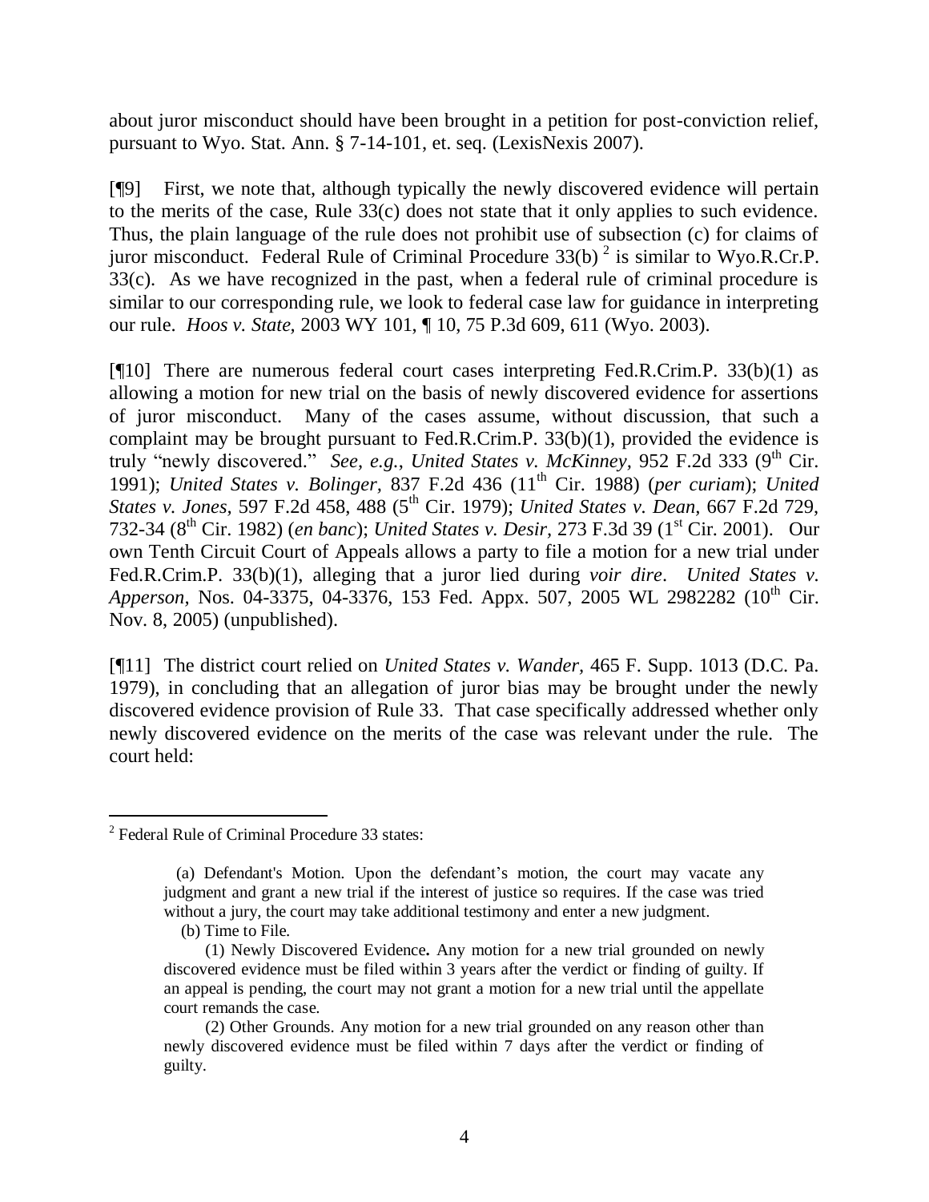about juror misconduct should have been brought in a petition for post-conviction relief, pursuant to Wyo. Stat. Ann. § 7-14-101, et. seq. (LexisNexis 2007).

[¶9] First, we note that, although typically the newly discovered evidence will pertain to the merits of the case, Rule 33(c) does not state that it only applies to such evidence. Thus, the plain language of the rule does not prohibit use of subsection (c) for claims of juror misconduct. Federal Rule of Criminal Procedure 33(b) [2] is similar to Wyo.R.Cr.P. 33(c). As we have recognized in the past, when a federal rule of criminal procedure is similar to our corresponding rule, we look to federal case law for guidance in interpreting our rule. *Hoos v. State*, 2003 WY 101, ¶ 10, 75 P.3d 609, 611 (Wyo. 2003).

[¶10] There are numerous federal court cases interpreting Fed.R.Crim.P. 33(b)(1) as allowing a motion for new trial on the basis of newly discovered evidence for assertions of juror misconduct. Many of the cases assume, without discussion, that such a complaint may be brought pursuant to Fed.R.Crim.P. 33(b)(1), provided the evidence is truly "newly discovered." *See, e.g.*, *United States v. McKinney*, 952 F.2d 333 (9th Cir. 1991); *United States v. Bolinger*, 837 F.2d 436 (11th Cir. 1988) (*per curiam*); *United States v. Jones*, 597 F.2d 458, 488 (5th Cir. 1979); *United States v. Dean*, 667 F.2d 729, 732-34 (8th Cir. 1982) (*en banc*); *United States v. Desir*, 273 F.3d 39 (1st Cir. 2001). Our own Tenth Circuit Court of Appeals allows a party to file a motion for a new trial under Fed.R.Crim.P. 33(b)(1), alleging that a juror lied during *voir dire*. *United States v. Apperson*, Nos. 04-3375, 04-3376, 153 Fed. Appx. 507, 2005 WL 2982282 (10th Cir. Nov. 8, 2005) (unpublished).

[¶11] The district court relied on *United States v. Wander*, 465 F. Supp. 1013 (D.C. Pa. 1979), in concluding that an allegation of juror bias may be brought under the newly discovered evidence provision of Rule 33. That case specifically addressed whether only newly discovered evidence on the merits of the case was relevant under the rule. The court held:

---

[2] Federal Rule of Criminal Procedure 33 states:

> (a) Defendant's Motion. Upon the defendant's motion, the court may vacate any judgment and grant a new trial if the interest of justice so requires. If the case was tried without a jury, the court may take additional testimony and enter a new judgment.
>
> (b) Time to File.
>
> (1) Newly Discovered Evidence**.** Any motion for a new trial grounded on newly discovered evidence must be filed within 3 years after the verdict or finding of guilty. If an appeal is pending, the court may not grant a motion for a new trial until the appellate court remands the case.
>
> (2) Other Grounds. Any motion for a new trial grounded on any reason other than newly discovered evidence must be filed within 7 days after the verdict or finding of guilty.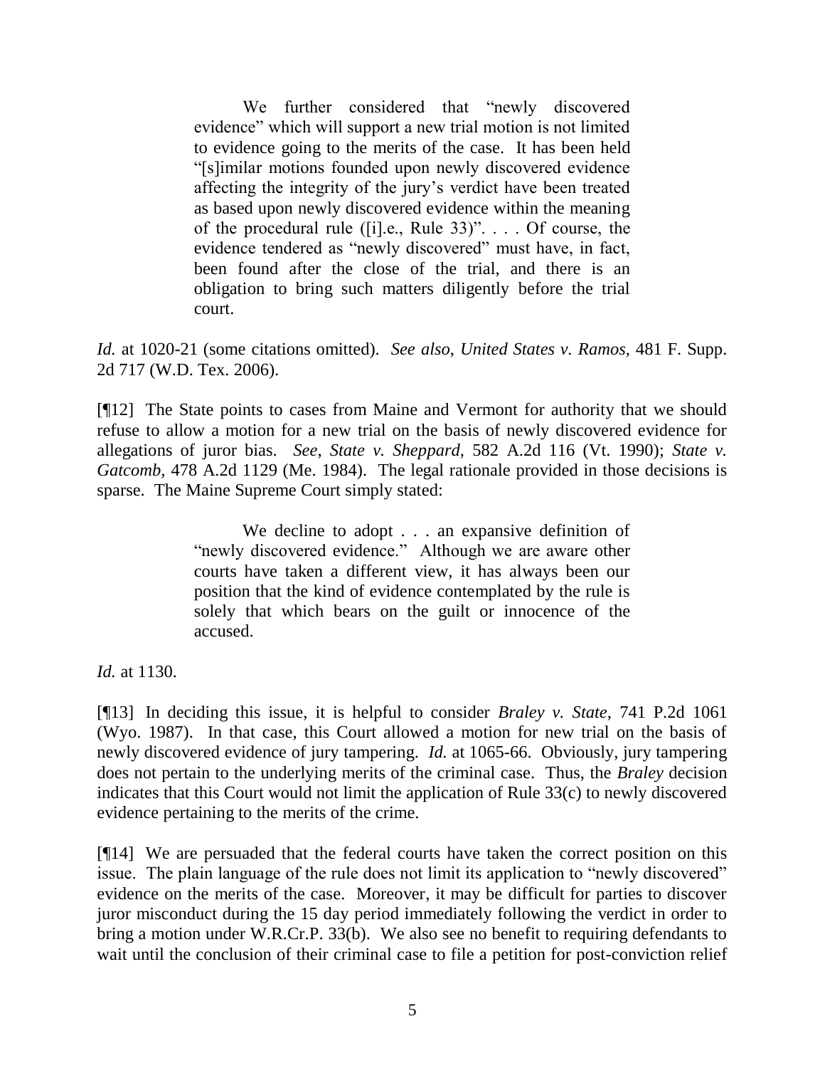> We further considered that "newly discovered evidence" which will support a new trial motion is not limited to evidence going to the merits of the case. It has been held "[s]imilar motions founded upon newly discovered evidence affecting the integrity of the jury's verdict have been treated as based upon newly discovered evidence within the meaning of the procedural rule ([i].e., Rule 33)". . . . Of course, the evidence tendered as "newly discovered" must have, in fact, been found after the close of the trial, and there is an obligation to bring such matters diligently before the trial court.

*Id.* at 1020-21 (some citations omitted). *See also*, *United States v. Ramos*, 481 F. Supp. 2d 717 (W.D. Tex. 2006).

[¶12] The State points to cases from Maine and Vermont for authority that we should refuse to allow a motion for a new trial on the basis of newly discovered evidence for allegations of juror bias. *See*, *State v. Sheppard*, 582 A.2d 116 (Vt. 1990); *State v. Gatcomb*, 478 A.2d 1129 (Me. 1984). The legal rationale provided in those decisions is sparse. The Maine Supreme Court simply stated:

> We decline to adopt . . . an expansive definition of "newly discovered evidence." Although we are aware other courts have taken a different view, it has always been our position that the kind of evidence contemplated by the rule is solely that which bears on the guilt or innocence of the accused.

*Id.* at 1130.

[¶13] In deciding this issue, it is helpful to consider *Braley v. State*, 741 P.2d 1061 (Wyo. 1987). In that case, this Court allowed a motion for new trial on the basis of newly discovered evidence of jury tampering. *Id.* at 1065-66. Obviously, jury tampering does not pertain to the underlying merits of the criminal case. Thus, the *Braley* decision indicates that this Court would not limit the application of Rule 33(c) to newly discovered evidence pertaining to the merits of the crime.

[¶14] We are persuaded that the federal courts have taken the correct position on this issue. The plain language of the rule does not limit its application to "newly discovered" evidence on the merits of the case. Moreover, it may be difficult for parties to discover juror misconduct during the 15 day period immediately following the verdict in order to bring a motion under W.R.Cr.P. 33(b). We also see no benefit to requiring defendants to wait until the conclusion of their criminal case to file a petition for post-conviction relief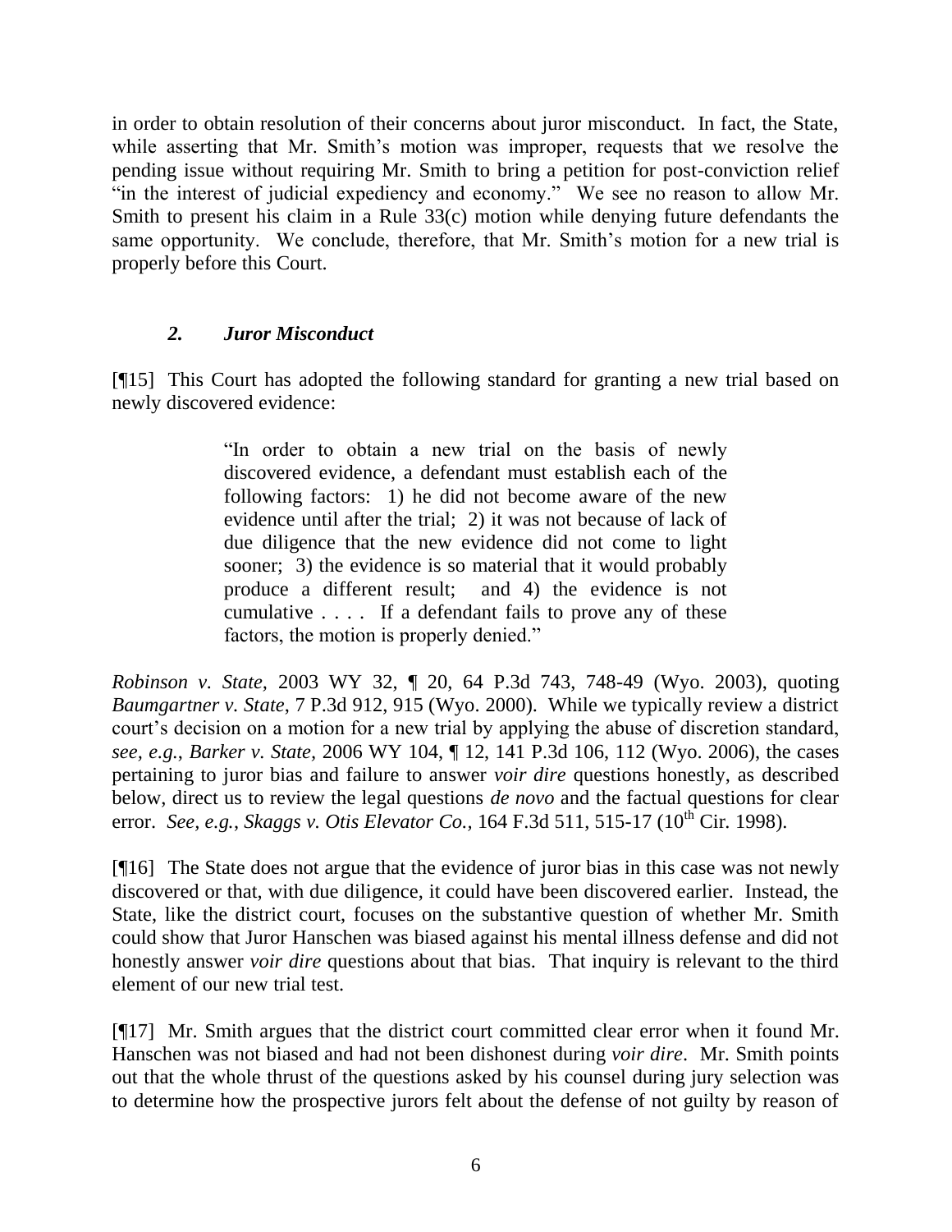in order to obtain resolution of their concerns about juror misconduct. In fact, the State, while asserting that Mr. Smith's motion was improper, requests that we resolve the pending issue without requiring Mr. Smith to bring a petition for post-conviction relief "in the interest of judicial expediency and economy." We see no reason to allow Mr. Smith to present his claim in a Rule 33(c) motion while denying future defendants the same opportunity. We conclude, therefore, that Mr. Smith's motion for a new trial is properly before this Court.

### *2. Juror Misconduct*

[¶15] This Court has adopted the following standard for granting a new trial based on newly discovered evidence:

> "In order to obtain a new trial on the basis of newly discovered evidence, a defendant must establish each of the following factors: 1) he did not become aware of the new evidence until after the trial; 2) it was not because of lack of due diligence that the new evidence did not come to light sooner; 3) the evidence is so material that it would probably produce a different result; and 4) the evidence is not cumulative . . . . If a defendant fails to prove any of these factors, the motion is properly denied."

*Robinson v. State*, 2003 WY 32, ¶ 20, 64 P.3d 743, 748-49 (Wyo. 2003), quoting *Baumgartner v. State*, 7 P.3d 912, 915 (Wyo. 2000). While we typically review a district court's decision on a motion for a new trial by applying the abuse of discretion standard, *see, e.g.*, *Barker v. State*, 2006 WY 104, ¶ 12, 141 P.3d 106, 112 (Wyo. 2006), the cases pertaining to juror bias and failure to answer *voir dire* questions honestly, as described below, direct us to review the legal questions *de novo* and the factual questions for clear error. *See, e.g.*, *Skaggs v. Otis Elevator Co.*, 164 F.3d 511, 515-17 (10th Cir. 1998).

[¶16] The State does not argue that the evidence of juror bias in this case was not newly discovered or that, with due diligence, it could have been discovered earlier. Instead, the State, like the district court, focuses on the substantive question of whether Mr. Smith could show that Juror Hanschen was biased against his mental illness defense and did not honestly answer *voir dire* questions about that bias. That inquiry is relevant to the third element of our new trial test.

[¶17] Mr. Smith argues that the district court committed clear error when it found Mr. Hanschen was not biased and had not been dishonest during *voir dire*. Mr. Smith points out that the whole thrust of the questions asked by his counsel during jury selection was to determine how the prospective jurors felt about the defense of not guilty by reason of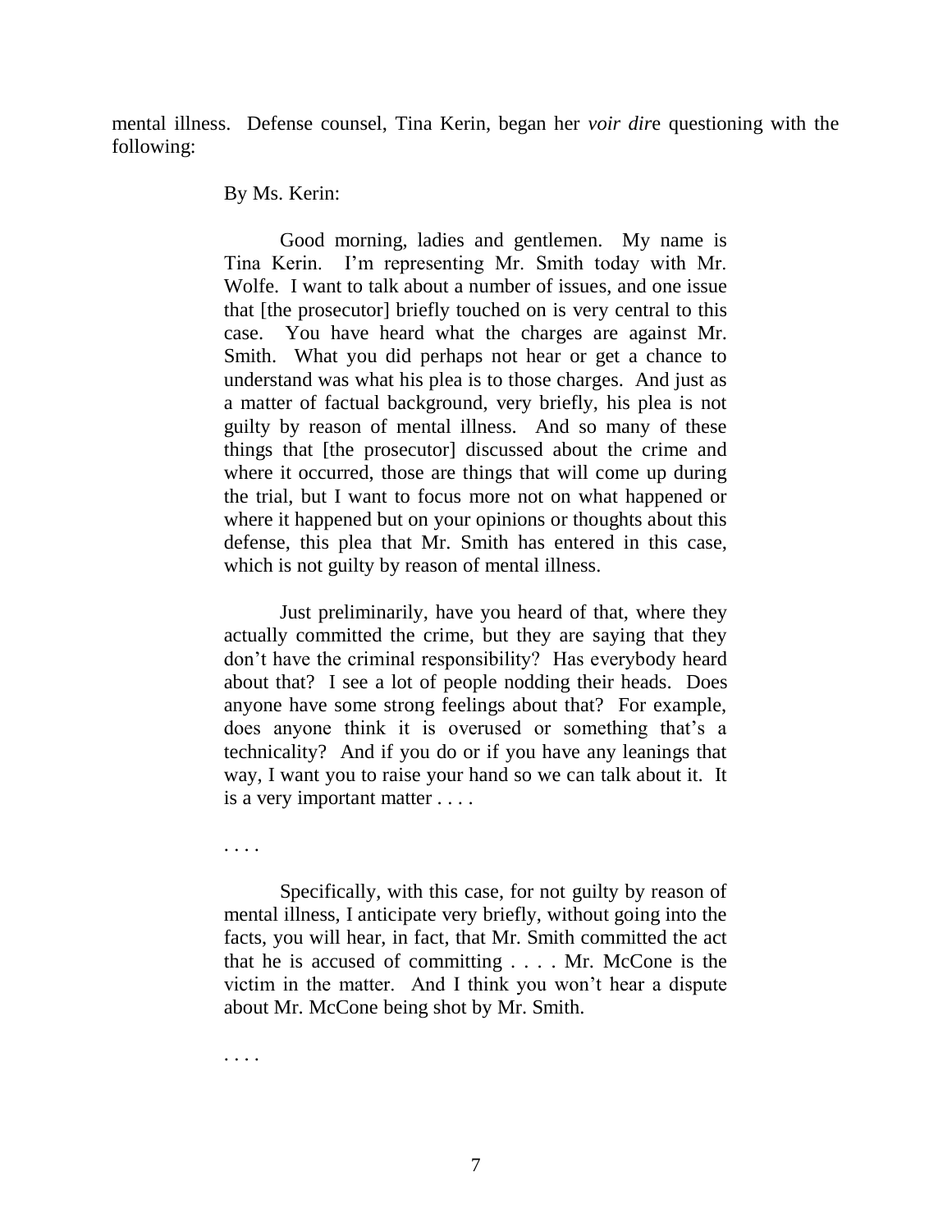mental illness. Defense counsel, Tina Kerin, began her *voir dir*e questioning with the following:

> By Ms. Kerin:
>
> Good morning, ladies and gentlemen. My name is Tina Kerin. I'm representing Mr. Smith today with Mr. Wolfe. I want to talk about a number of issues, and one issue that [the prosecutor] briefly touched on is very central to this case. You have heard what the charges are against Mr. Smith. What you did perhaps not hear or get a chance to understand was what his plea is to those charges. And just as a matter of factual background, very briefly, his plea is not guilty by reason of mental illness. And so many of these things that [the prosecutor] discussed about the crime and where it occurred, those are things that will come up during the trial, but I want to focus more not on what happened or where it happened but on your opinions or thoughts about this defense, this plea that Mr. Smith has entered in this case, which is not guilty by reason of mental illness.
>
> Just preliminarily, have you heard of that, where they actually committed the crime, but they are saying that they don't have the criminal responsibility? Has everybody heard about that? I see a lot of people nodding their heads. Does anyone have some strong feelings about that? For example, does anyone think it is overused or something that's a technicality? And if you do or if you have any leanings that way, I want you to raise your hand so we can talk about it. It is a very important matter . . . .
>
> . . . .
>
> Specifically, with this case, for not guilty by reason of mental illness, I anticipate very briefly, without going into the facts, you will hear, in fact, that Mr. Smith committed the act that he is accused of committing . . . . Mr. McCone is the victim in the matter. And I think you won't hear a dispute about Mr. McCone being shot by Mr. Smith.
>
> . . . .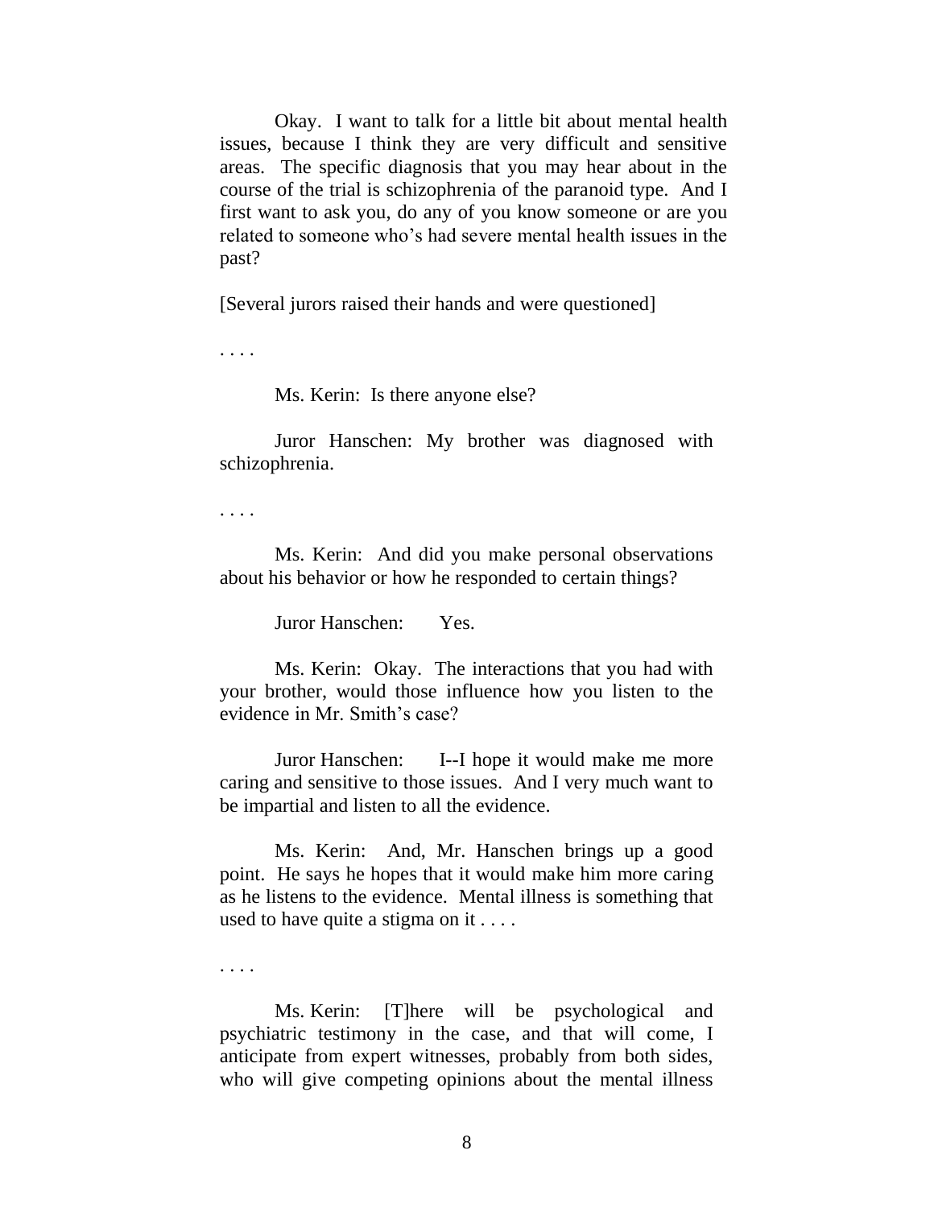Okay. I want to talk for a little bit about mental health issues, because I think they are very difficult and sensitive areas. The specific diagnosis that you may hear about in the course of the trial is schizophrenia of the paranoid type. And I first want to ask you, do any of you know someone or are you related to someone who's had severe mental health issues in the past?

[Several jurors raised their hands and were questioned]

. . . .

Ms. Kerin: Is there anyone else?

Juror Hanschen: My brother was diagnosed with schizophrenia.

. . . .

Ms. Kerin: And did you make personal observations about his behavior or how he responded to certain things?

Juror Hanschen: Yes.

Ms. Kerin: Okay. The interactions that you had with your brother, would those influence how you listen to the evidence in Mr. Smith's case?

Juror Hanschen: I--I hope it would make me more caring and sensitive to those issues. And I very much want to be impartial and listen to all the evidence.

Ms. Kerin: And, Mr. Hanschen brings up a good point. He says he hopes that it would make him more caring as he listens to the evidence. Mental illness is something that used to have quite a stigma on it . . . .

. . . .

Ms. Kerin: [T]here will be psychological and psychiatric testimony in the case, and that will come, I anticipate from expert witnesses, probably from both sides, who will give competing opinions about the mental illness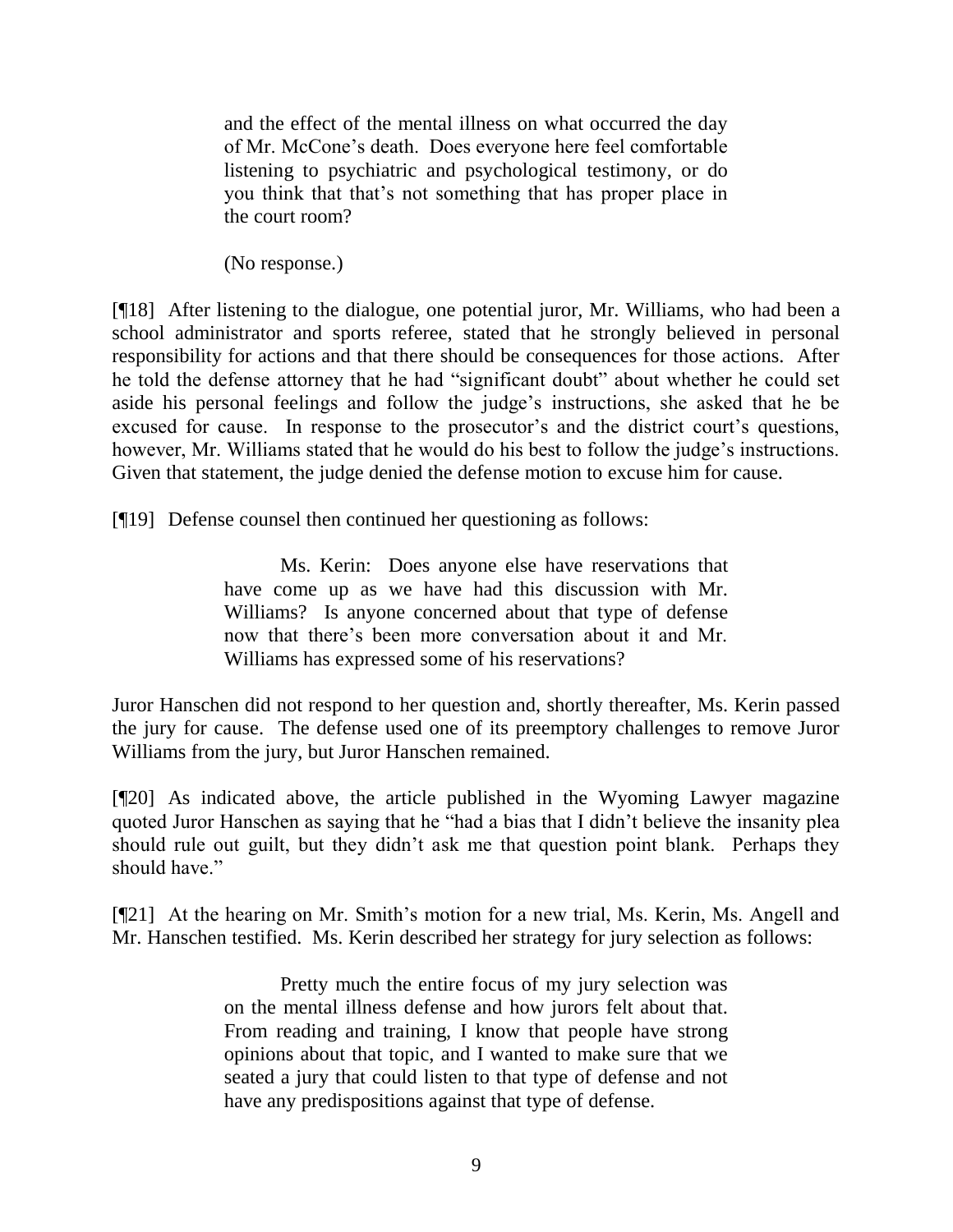> and the effect of the mental illness on what occurred the day of Mr. McCone's death. Does everyone here feel comfortable listening to psychiatric and psychological testimony, or do you think that that's not something that has proper place in the court room?
>
> (No response.)

[¶18] After listening to the dialogue, one potential juror, Mr. Williams, who had been a school administrator and sports referee, stated that he strongly believed in personal responsibility for actions and that there should be consequences for those actions. After he told the defense attorney that he had "significant doubt" about whether he could set aside his personal feelings and follow the judge's instructions, she asked that he be excused for cause. In response to the prosecutor's and the district court's questions, however, Mr. Williams stated that he would do his best to follow the judge's instructions. Given that statement, the judge denied the defense motion to excuse him for cause.

[¶19] Defense counsel then continued her questioning as follows:

> Ms. Kerin: Does anyone else have reservations that have come up as we have had this discussion with Mr. Williams? Is anyone concerned about that type of defense now that there's been more conversation about it and Mr. Williams has expressed some of his reservations?

Juror Hanschen did not respond to her question and, shortly thereafter, Ms. Kerin passed the jury for cause. The defense used one of its preemptory challenges to remove Juror Williams from the jury, but Juror Hanschen remained.

[¶20] As indicated above, the article published in the Wyoming Lawyer magazine quoted Juror Hanschen as saying that he "had a bias that I didn't believe the insanity plea should rule out guilt, but they didn't ask me that question point blank. Perhaps they should have."

[¶21] At the hearing on Mr. Smith's motion for a new trial, Ms. Kerin, Ms. Angell and Mr. Hanschen testified. Ms. Kerin described her strategy for jury selection as follows:

> Pretty much the entire focus of my jury selection was on the mental illness defense and how jurors felt about that. From reading and training, I know that people have strong opinions about that topic, and I wanted to make sure that we seated a jury that could listen to that type of defense and not have any predispositions against that type of defense.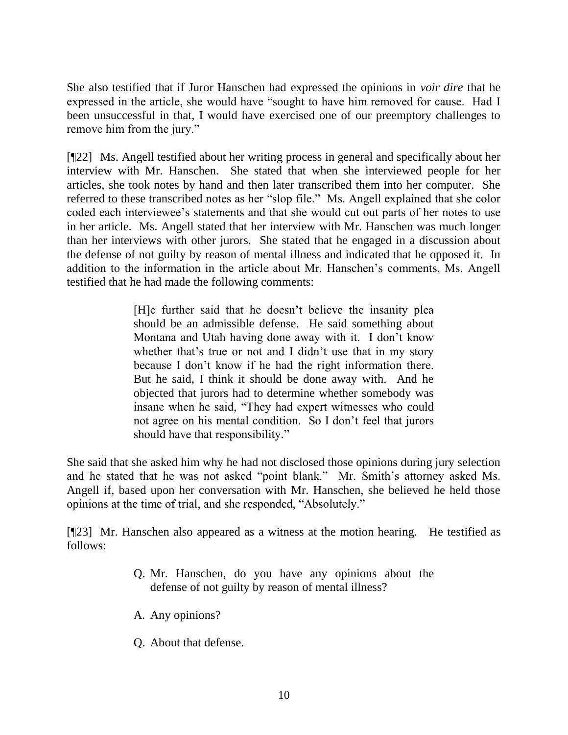She also testified that if Juror Hanschen had expressed the opinions in *voir dire* that he expressed in the article, she would have "sought to have him removed for cause. Had I been unsuccessful in that, I would have exercised one of our preemptory challenges to remove him from the jury."

[¶22] Ms. Angell testified about her writing process in general and specifically about her interview with Mr. Hanschen. She stated that when she interviewed people for her articles, she took notes by hand and then later transcribed them into her computer. She referred to these transcribed notes as her "slop file." Ms. Angell explained that she color coded each interviewee's statements and that she would cut out parts of her notes to use in her article. Ms. Angell stated that her interview with Mr. Hanschen was much longer than her interviews with other jurors. She stated that he engaged in a discussion about the defense of not guilty by reason of mental illness and indicated that he opposed it. In addition to the information in the article about Mr. Hanschen's comments, Ms. Angell testified that he had made the following comments:

> [H]e further said that he doesn't believe the insanity plea should be an admissible defense. He said something about Montana and Utah having done away with it. I don't know whether that's true or not and I didn't use that in my story because I don't know if he had the right information there. But he said, I think it should be done away with. And he objected that jurors had to determine whether somebody was insane when he said, "They had expert witnesses who could not agree on his mental condition. So I don't feel that jurors should have that responsibility."

She said that she asked him why he had not disclosed those opinions during jury selection and he stated that he was not asked "point blank." Mr. Smith's attorney asked Ms. Angell if, based upon her conversation with Mr. Hanschen, she believed he held those opinions at the time of trial, and she responded, "Absolutely."

[¶23] Mr. Hanschen also appeared as a witness at the motion hearing. He testified as follows:

> Q. Mr. Hanschen, do you have any opinions about the defense of not guilty by reason of mental illness?
>
> A. Any opinions?
>
> Q. About that defense.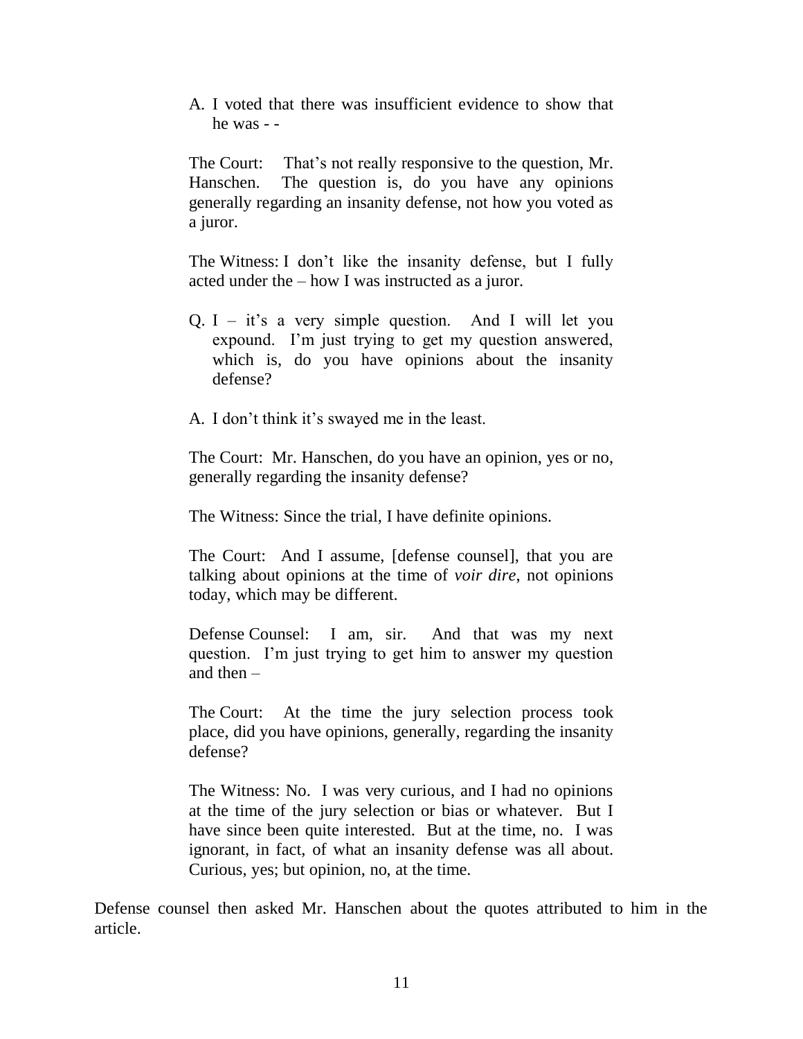> A. I voted that there was insufficient evidence to show that he was - -
>
> The Court: That's not really responsive to the question, Mr. Hanschen. The question is, do you have any opinions generally regarding an insanity defense, not how you voted as a juror.
>
> The Witness: I don't like the insanity defense, but I fully acted under the – how I was instructed as a juror.
>
> Q. I – it's a very simple question. And I will let you expound. I'm just trying to get my question answered, which is, do you have opinions about the insanity defense?
>
> A. I don't think it's swayed me in the least.
>
> The Court: Mr. Hanschen, do you have an opinion, yes or no, generally regarding the insanity defense?
>
> The Witness: Since the trial, I have definite opinions.
>
> The Court: And I assume, [defense counsel], that you are talking about opinions at the time of *voir dire*, not opinions today, which may be different.
>
> Defense Counsel: I am, sir. And that was my next question. I'm just trying to get him to answer my question and then –
>
> The Court: At the time the jury selection process took place, did you have opinions, generally, regarding the insanity defense?
>
> The Witness: No. I was very curious, and I had no opinions at the time of the jury selection or bias or whatever. But I have since been quite interested. But at the time, no. I was ignorant, in fact, of what an insanity defense was all about. Curious, yes; but opinion, no, at the time.

Defense counsel then asked Mr. Hanschen about the quotes attributed to him in the article.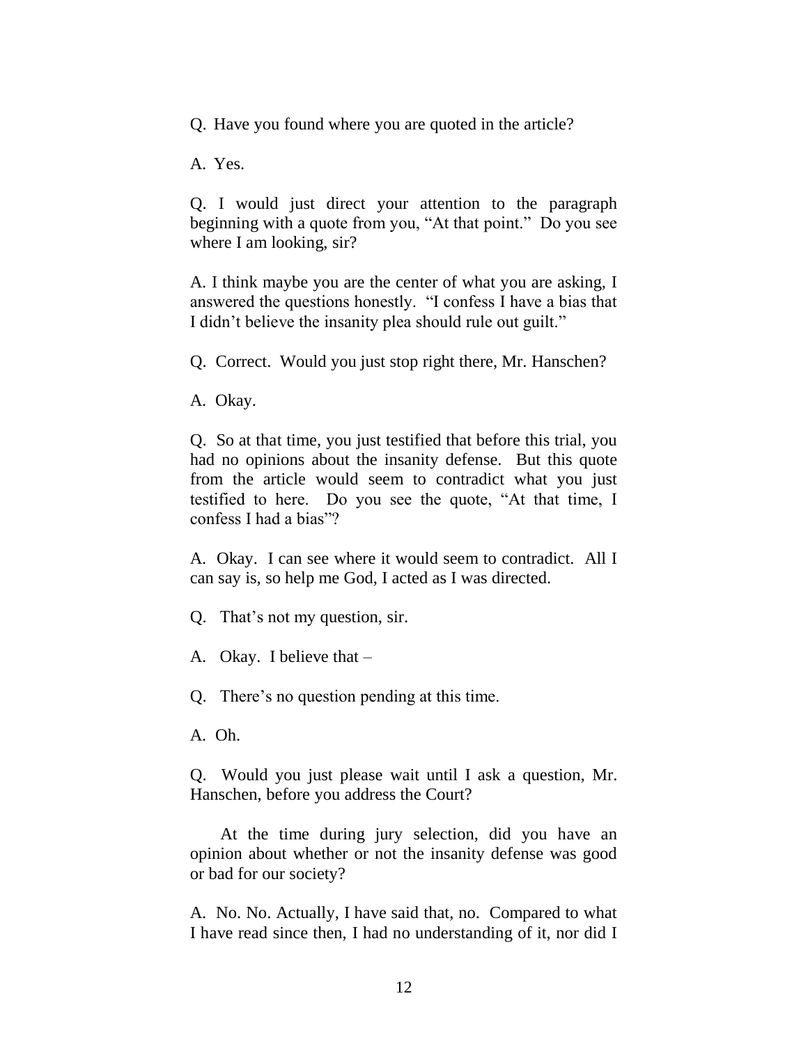Q. Have you found where you are quoted in the article?

A. Yes.

Q. I would just direct your attention to the paragraph beginning with a quote from you, “At that point.” Do you see where I am looking, sir?

A. I think maybe you are the center of what you are asking, I answered the questions honestly. “I confess I have a bias that I didn’t believe the insanity plea should rule out guilt.”

Q. Correct. Would you just stop right there, Mr. Hanschen?

A. Okay.

Q. So at that time, you just testified that before this trial, you had no opinions about the insanity defense. But this quote from the article would seem to contradict what you just testified to here. Do you see the quote, “At that time, I confess I had a bias”?

A. Okay. I can see where it would seem to contradict. All I can say is, so help me God, I acted as I was directed.

Q. That’s not my question, sir.

A. Okay. I believe that –

Q. There’s no question pending at this time.

A. Oh.

Q. Would you just please wait until I ask a question, Mr. Hanschen, before you address the Court?

At the time during jury selection, did you have an opinion about whether or not the insanity defense was good or bad for our society?

A. No. No. Actually, I have said that, no. Compared to what I have read since then, I had no understanding of it, nor did I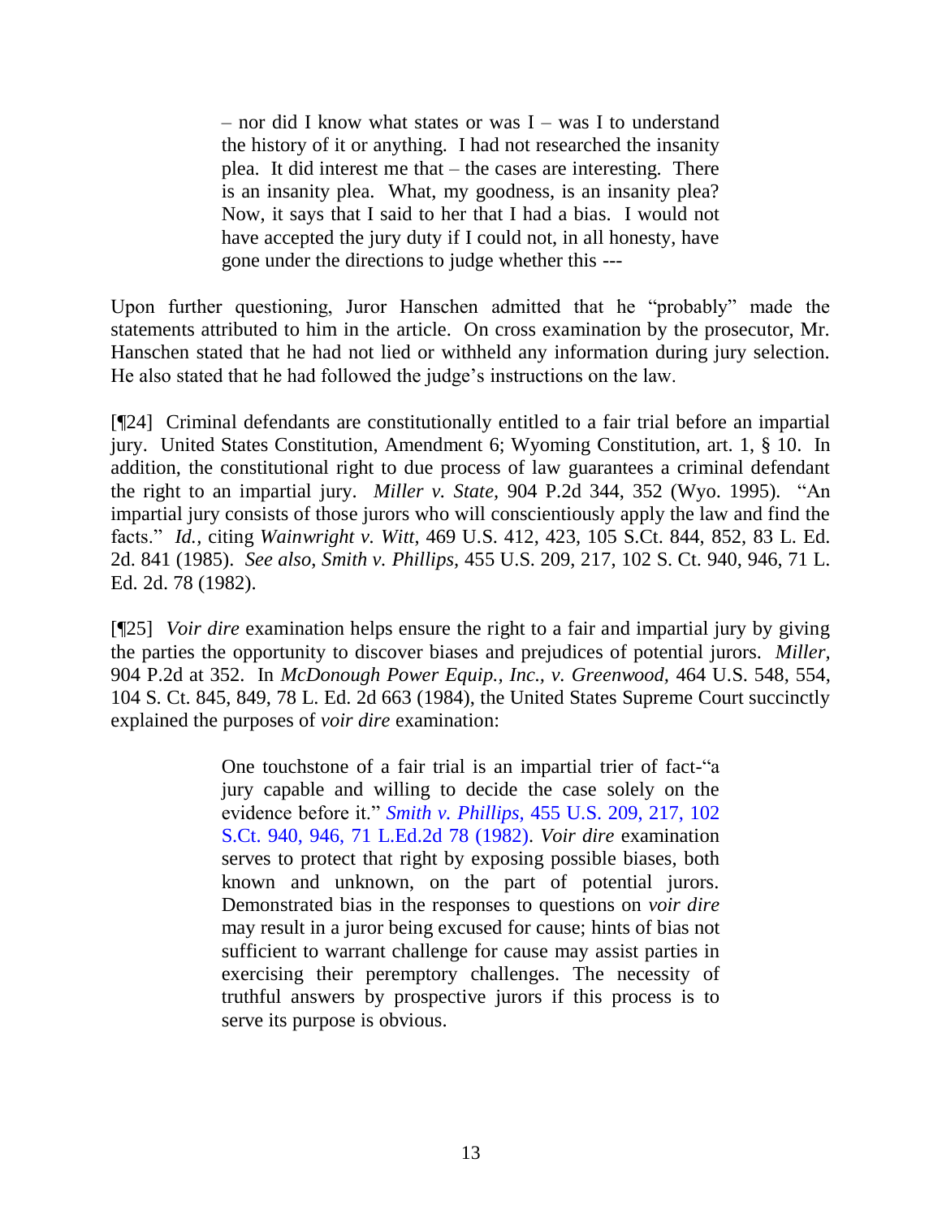> – nor did I know what states or was I – was I to understand the history of it or anything. I had not researched the insanity plea. It did interest me that – the cases are interesting. There is an insanity plea. What, my goodness, is an insanity plea? Now, it says that I said to her that I had a bias. I would not have accepted the jury duty if I could not, in all honesty, have gone under the directions to judge whether this ---

Upon further questioning, Juror Hanschen admitted that he "probably" made the statements attributed to him in the article. On cross examination by the prosecutor, Mr. Hanschen stated that he had not lied or withheld any information during jury selection. He also stated that he had followed the judge's instructions on the law.

[¶24] Criminal defendants are constitutionally entitled to a fair trial before an impartial jury. United States Constitution, Amendment 6; Wyoming Constitution, art. 1, § 10. In addition, the constitutional right to due process of law guarantees a criminal defendant the right to an impartial jury. *Miller v. State*, 904 P.2d 344, 352 (Wyo. 1995). "An impartial jury consists of those jurors who will conscientiously apply the law and find the facts." *Id.*, citing *Wainwright v. Witt*, 469 U.S. 412, 423, 105 S.Ct. 844, 852, 83 L. Ed. 2d. 841 (1985). *See also*, *Smith v. Phillips*, 455 U.S. 209, 217, 102 S. Ct. 940, 946, 71 L. Ed. 2d. 78 (1982).

[¶25] *Voir dire* examination helps ensure the right to a fair and impartial jury by giving the parties the opportunity to discover biases and prejudices of potential jurors. *Miller*, 904 P.2d at 352. In *McDonough Power Equip., Inc., v. Greenwood*, 464 U.S. 548, 554, 104 S. Ct. 845, 849, 78 L. Ed. 2d 663 (1984), the United States Supreme Court succinctly explained the purposes of *voir dire* examination:

> One touchstone of a fair trial is an impartial trier of fact-"a jury capable and willing to decide the case solely on the evidence before it." *Smith v. Phillips*, 455 U.S. 209, 217, 102 S.Ct. 940, 946, 71 L.Ed.2d 78 (1982). *Voir dire* examination serves to protect that right by exposing possible biases, both known and unknown, on the part of potential jurors. Demonstrated bias in the responses to questions on *voir dire* may result in a juror being excused for cause; hints of bias not sufficient to warrant challenge for cause may assist parties in exercising their peremptory challenges. The necessity of truthful answers by prospective jurors if this process is to serve its purpose is obvious.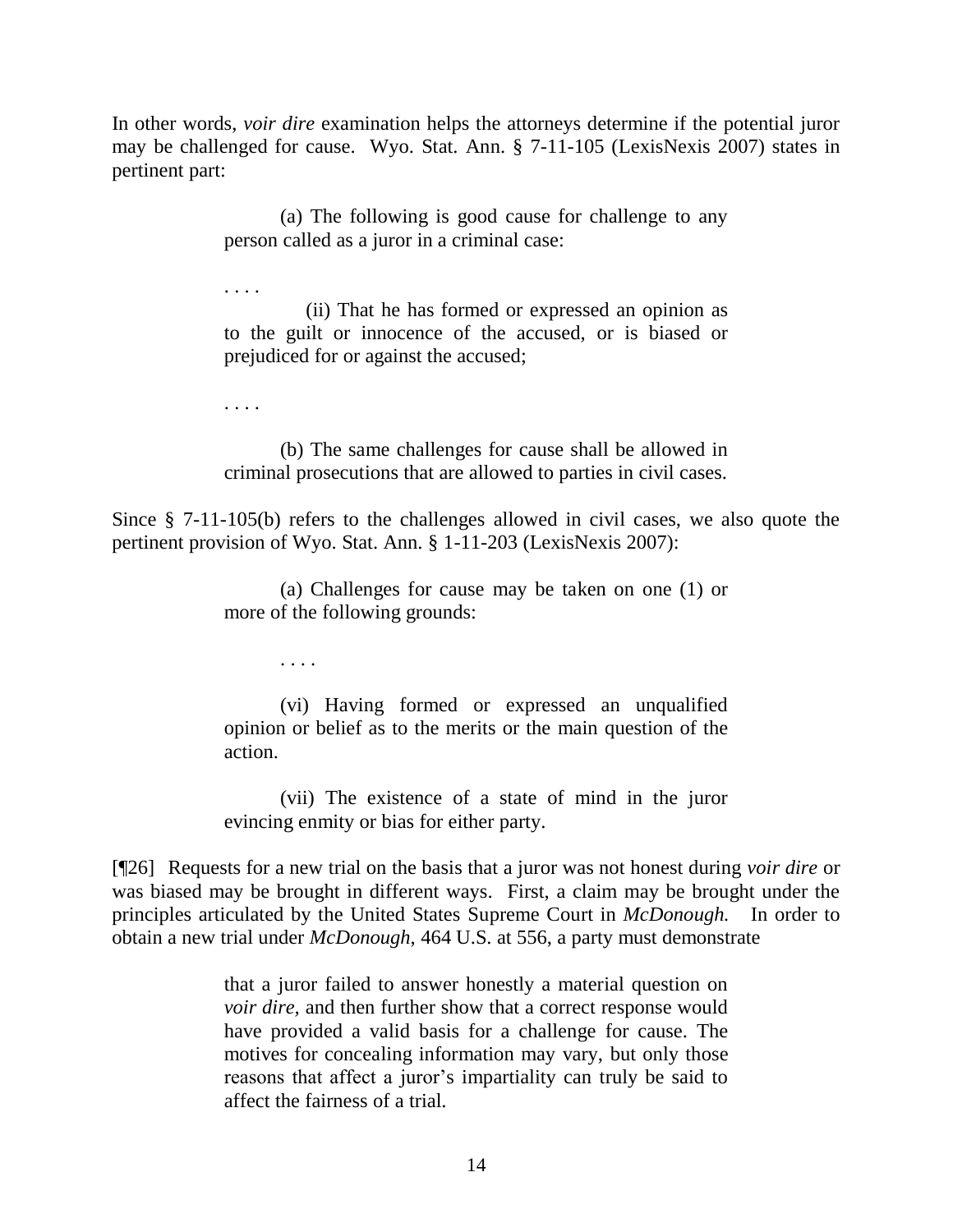In other words, *voir dire* examination helps the attorneys determine if the potential juror may be challenged for cause. Wyo. Stat. Ann. § 7-11-105 (LexisNexis 2007) states in pertinent part:

> (a) The following is good cause for challenge to any person called as a juror in a criminal case:
>
> . . . .
>
> (ii) That he has formed or expressed an opinion as to the guilt or innocence of the accused, or is biased or prejudiced for or against the accused;
>
> . . . .
>
> (b) The same challenges for cause shall be allowed in criminal prosecutions that are allowed to parties in civil cases.

Since § 7-11-105(b) refers to the challenges allowed in civil cases, we also quote the pertinent provision of Wyo. Stat. Ann. § 1-11-203 (LexisNexis 2007):

> (a) Challenges for cause may be taken on one (1) or more of the following grounds:
>
> . . . .
>
> (vi) Having formed or expressed an unqualified opinion or belief as to the merits or the main question of the action.
>
> (vii) The existence of a state of mind in the juror evincing enmity or bias for either party.

[¶26] Requests for a new trial on the basis that a juror was not honest during *voir dire* or was biased may be brought in different ways. First, a claim may be brought under the principles articulated by the United States Supreme Court in *McDonough.* In order to obtain a new trial under *McDonough*, 464 U.S. at 556, a party must demonstrate

> that a juror failed to answer honestly a material question on *voir dire*, and then further show that a correct response would have provided a valid basis for a challenge for cause. The motives for concealing information may vary, but only those reasons that affect a juror's impartiality can truly be said to affect the fairness of a trial.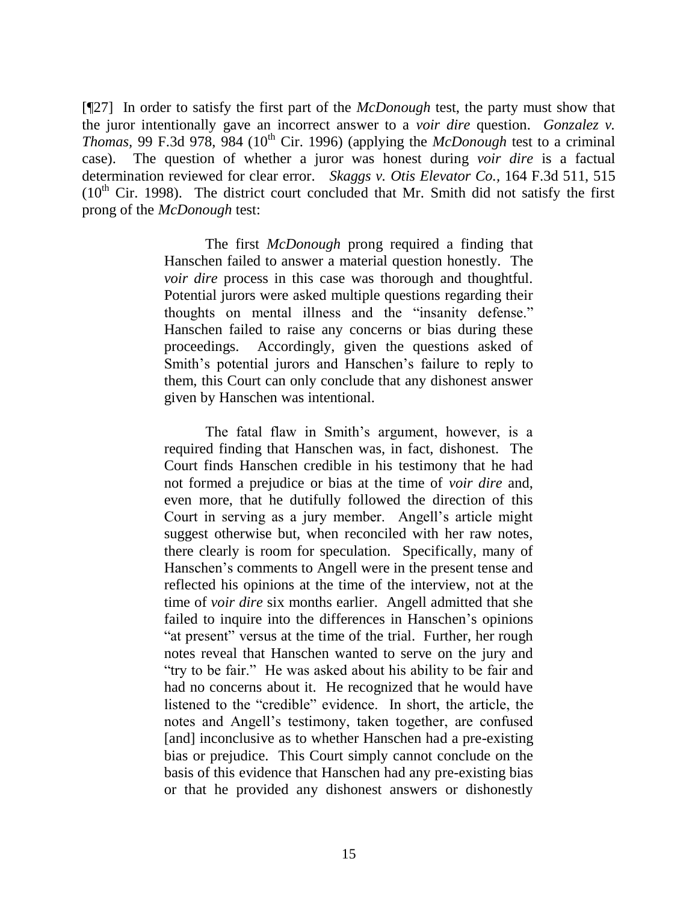[¶27] In order to satisfy the first part of the *McDonough* test, the party must show that the juror intentionally gave an incorrect answer to a *voir dire* question. *Gonzalez v. Thomas,* 99 F.3d 978, 984 (10th Cir. 1996) (applying the *McDonough* test to a criminal case). The question of whether a juror was honest during *voir dire* is a factual determination reviewed for clear error. *Skaggs v. Otis Elevator Co.*, 164 F.3d 511, 515 (10th Cir. 1998). The district court concluded that Mr. Smith did not satisfy the first prong of the *McDonough* test:

> The first *McDonough* prong required a finding that Hanschen failed to answer a material question honestly. The *voir dire* process in this case was thorough and thoughtful. Potential jurors were asked multiple questions regarding their thoughts on mental illness and the "insanity defense." Hanschen failed to raise any concerns or bias during these proceedings. Accordingly, given the questions asked of Smith's potential jurors and Hanschen's failure to reply to them, this Court can only conclude that any dishonest answer given by Hanschen was intentional.
>
> The fatal flaw in Smith's argument, however, is a required finding that Hanschen was, in fact, dishonest. The Court finds Hanschen credible in his testimony that he had not formed a prejudice or bias at the time of *voir dire* and, even more, that he dutifully followed the direction of this Court in serving as a jury member. Angell's article might suggest otherwise but, when reconciled with her raw notes, there clearly is room for speculation. Specifically, many of Hanschen's comments to Angell were in the present tense and reflected his opinions at the time of the interview, not at the time of *voir dire* six months earlier. Angell admitted that she failed to inquire into the differences in Hanschen's opinions "at present" versus at the time of the trial. Further, her rough notes reveal that Hanschen wanted to serve on the jury and "try to be fair." He was asked about his ability to be fair and had no concerns about it. He recognized that he would have listened to the "credible" evidence. In short, the article, the notes and Angell's testimony, taken together, are confused [and] inconclusive as to whether Hanschen had a pre-existing bias or prejudice. This Court simply cannot conclude on the basis of this evidence that Hanschen had any pre-existing bias or that he provided any dishonest answers or dishonestly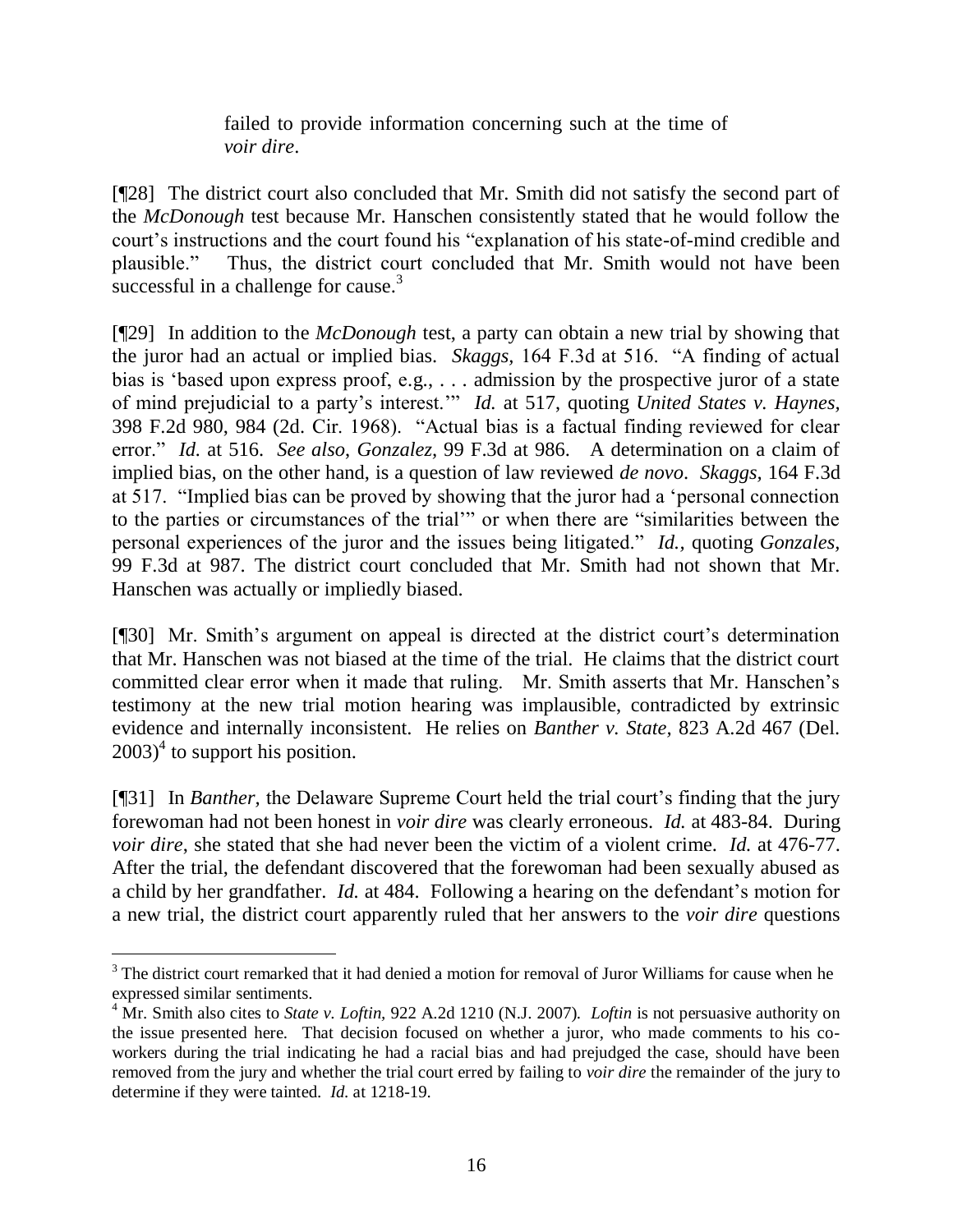> failed to provide information concerning such at the time of *voir dire*.

[¶28] The district court also concluded that Mr. Smith did not satisfy the second part of the *McDonough* test because Mr. Hanschen consistently stated that he would follow the court's instructions and the court found his "explanation of his state-of-mind credible and plausible." Thus, the district court concluded that Mr. Smith would not have been successful in a challenge for cause.[3]

[¶29] In addition to the *McDonough* test, a party can obtain a new trial by showing that the juror had an actual or implied bias. *Skaggs,* 164 F.3d at 516. "A finding of actual bias is 'based upon express proof, e.g., . . . admission by the prospective juror of a state of mind prejudicial to a party's interest.'" *Id.* at 517, quoting *United States v. Haynes,* 398 F.2d 980, 984 (2d. Cir. 1968). "Actual bias is a factual finding reviewed for clear error." *Id.* at 516. *See also*, *Gonzalez,* 99 F.3d at 986. A determination on a claim of implied bias, on the other hand, is a question of law reviewed *de novo*. *Skaggs,* 164 F.3d at 517. "Implied bias can be proved by showing that the juror had a 'personal connection to the parties or circumstances of the trial'" or when there are "similarities between the personal experiences of the juror and the issues being litigated." *Id.*, quoting *Gonzales,* 99 F.3d at 987. The district court concluded that Mr. Smith had not shown that Mr. Hanschen was actually or impliedly biased.

[¶30] Mr. Smith's argument on appeal is directed at the district court's determination that Mr. Hanschen was not biased at the time of the trial. He claims that the district court committed clear error when it made that ruling. Mr. Smith asserts that Mr. Hanschen's testimony at the new trial motion hearing was implausible, contradicted by extrinsic evidence and internally inconsistent. He relies on *Banther v. State*, 823 A.2d 467 (Del. 2003)[4] to support his position.

[¶31] In *Banther,* the Delaware Supreme Court held the trial court's finding that the jury forewoman had not been honest in *voir dire* was clearly erroneous. *Id.* at 483-84. During *voir dire*, she stated that she had never been the victim of a violent crime. *Id.* at 476-77. After the trial, the defendant discovered that the forewoman had been sexually abused as a child by her grandfather. *Id.* at 484. Following a hearing on the defendant's motion for a new trial, the district court apparently ruled that her answers to the *voir dire* questions

---

[3] The district court remarked that it had denied a motion for removal of Juror Williams for cause when he expressed similar sentiments.

[4] Mr. Smith also cites to *State v. Loftin,* 922 A.2d 1210 (N.J. 2007). *Loftin* is not persuasive authority on the issue presented here. That decision focused on whether a juror, who made comments to his co-workers during the trial indicating he had a racial bias and had prejudged the case, should have been removed from the jury and whether the trial court erred by failing to *voir dire* the remainder of the jury to determine if they were tainted. *Id.* at 1218-19.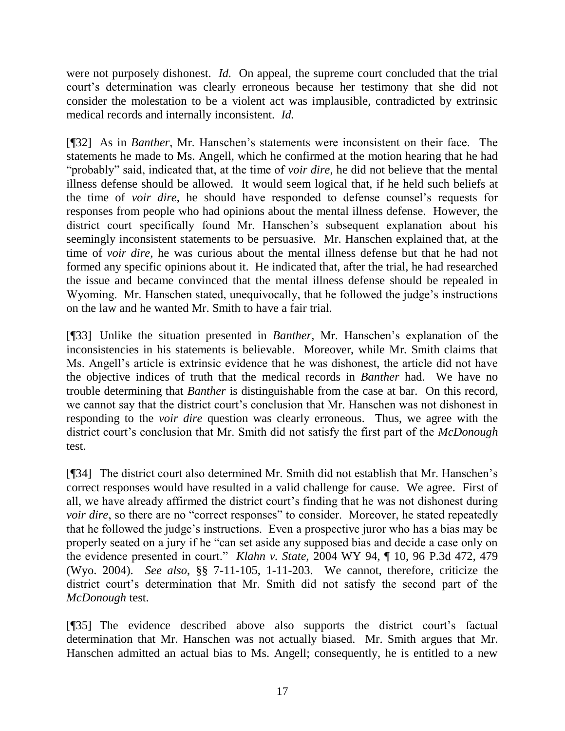were not purposely dishonest. *Id.* On appeal, the supreme court concluded that the trial court's determination was clearly erroneous because her testimony that she did not consider the molestation to be a violent act was implausible, contradicted by extrinsic medical records and internally inconsistent. *Id.*

[¶32] As in *Banther*, Mr. Hanschen's statements were inconsistent on their face. The statements he made to Ms. Angell, which he confirmed at the motion hearing that he had "probably" said, indicated that, at the time of *voir dire*, he did not believe that the mental illness defense should be allowed. It would seem logical that, if he held such beliefs at the time of *voir dire*, he should have responded to defense counsel's requests for responses from people who had opinions about the mental illness defense. However, the district court specifically found Mr. Hanschen's subsequent explanation about his seemingly inconsistent statements to be persuasive. Mr. Hanschen explained that, at the time of *voir dire*, he was curious about the mental illness defense but that he had not formed any specific opinions about it. He indicated that, after the trial, he had researched the issue and became convinced that the mental illness defense should be repealed in Wyoming. Mr. Hanschen stated, unequivocally, that he followed the judge's instructions on the law and he wanted Mr. Smith to have a fair trial.

[¶33] Unlike the situation presented in *Banther*, Mr. Hanschen's explanation of the inconsistencies in his statements is believable. Moreover, while Mr. Smith claims that Ms. Angell's article is extrinsic evidence that he was dishonest, the article did not have the objective indices of truth that the medical records in *Banther* had. We have no trouble determining that *Banther* is distinguishable from the case at bar. On this record, we cannot say that the district court's conclusion that Mr. Hanschen was not dishonest in responding to the *voir dire* question was clearly erroneous. Thus, we agree with the district court's conclusion that Mr. Smith did not satisfy the first part of the *McDonough* test.

[¶34] The district court also determined Mr. Smith did not establish that Mr. Hanschen's correct responses would have resulted in a valid challenge for cause. We agree. First of all, we have already affirmed the district court's finding that he was not dishonest during *voir dire*, so there are no "correct responses" to consider. Moreover, he stated repeatedly that he followed the judge's instructions. Even a prospective juror who has a bias may be properly seated on a jury if he "can set aside any supposed bias and decide a case only on the evidence presented in court." *Klahn v. State*, 2004 WY 94, ¶ 10, 96 P.3d 472, 479 (Wyo. 2004). *See also*, §§ 7-11-105, 1-11-203. We cannot, therefore, criticize the district court's determination that Mr. Smith did not satisfy the second part of the *McDonough* test.

[¶35] The evidence described above also supports the district court's factual determination that Mr. Hanschen was not actually biased. Mr. Smith argues that Mr. Hanschen admitted an actual bias to Ms. Angell; consequently, he is entitled to a new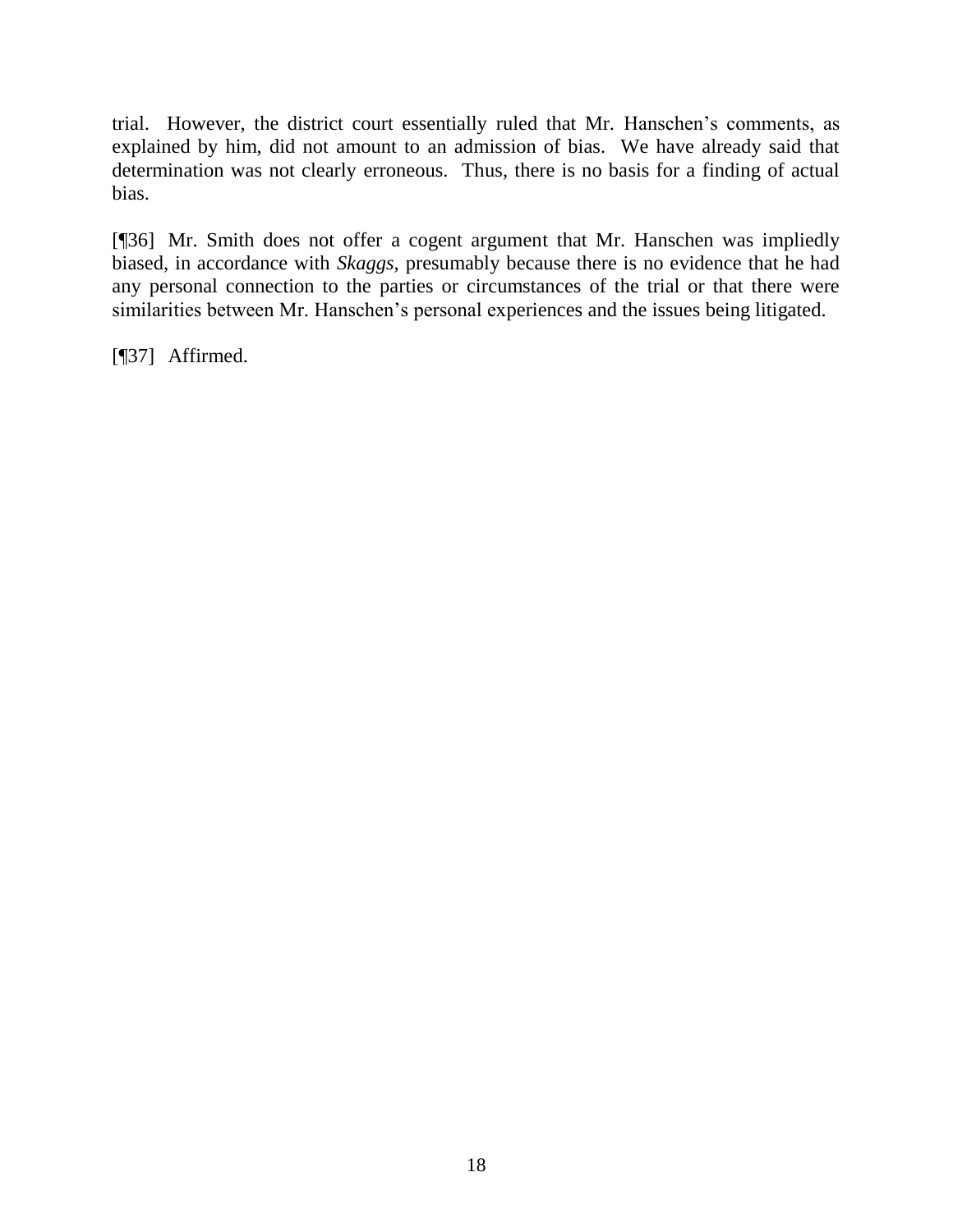trial. However, the district court essentially ruled that Mr. Hanschen's comments, as explained by him, did not amount to an admission of bias. We have already said that determination was not clearly erroneous. Thus, there is no basis for a finding of actual bias.

[¶36] Mr. Smith does not offer a cogent argument that Mr. Hanschen was impliedly biased, in accordance with *Skaggs,* presumably because there is no evidence that he had any personal connection to the parties or circumstances of the trial or that there were similarities between Mr. Hanschen's personal experiences and the issues being litigated.

[¶37] Affirmed.